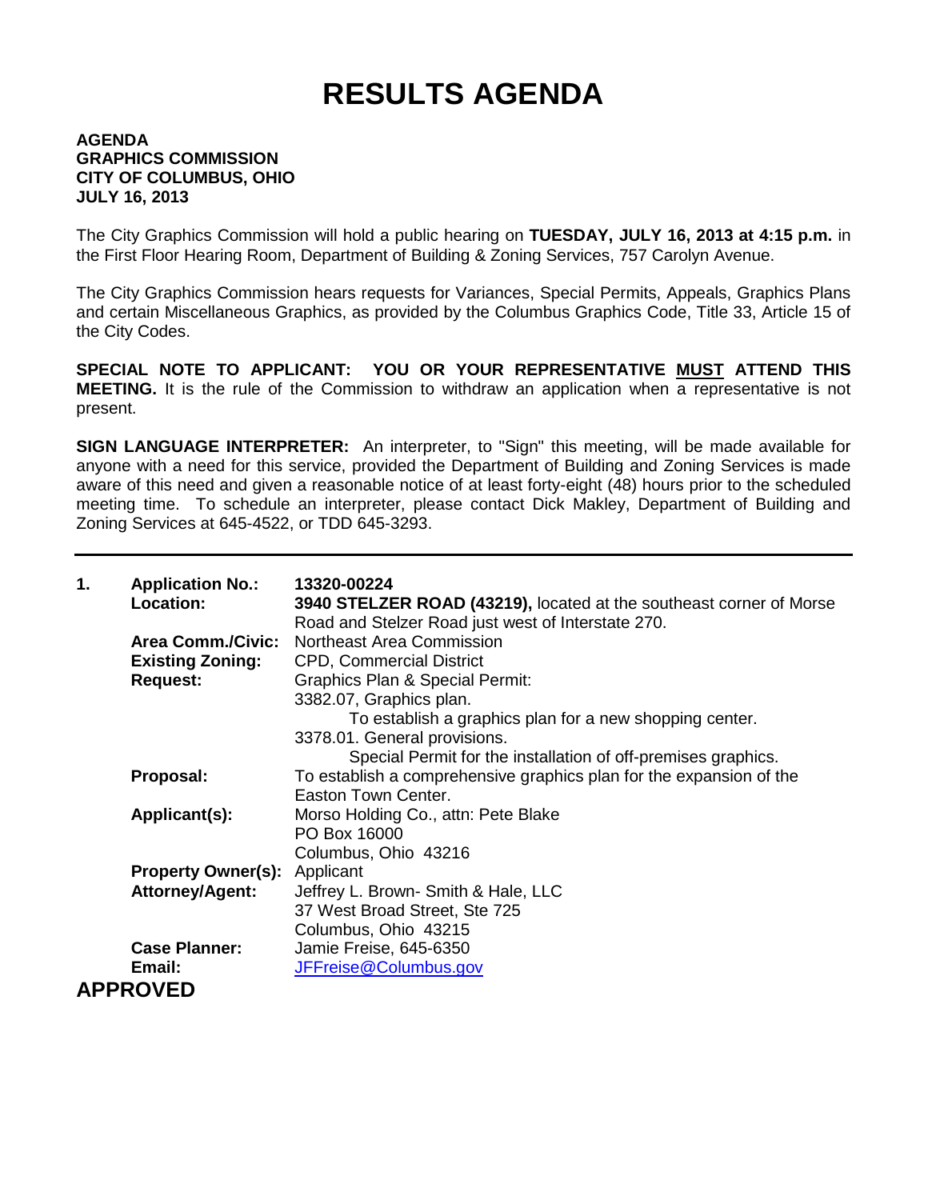# RESULTS AGENDA

**AGENDA**
**GRAPHICS COMMISSION**
**CITY OF COLUMBUS, OHIO**
**JULY 16, 2013**

The City Graphics Commission will hold a public hearing on **TUESDAY, JULY 16, 2013 at 4:15 p.m.** in the First Floor Hearing Room, Department of Building & Zoning Services, 757 Carolyn Avenue.

The City Graphics Commission hears requests for Variances, Special Permits, Appeals, Graphics Plans and certain Miscellaneous Graphics, as provided by the Columbus Graphics Code, Title 33, Article 15 of the City Codes.

**SPECIAL NOTE TO APPLICANT: YOU OR YOUR REPRESENTATIVE MUST ATTEND THIS MEETING.** It is the rule of the Commission to withdraw an application when a representative is not present.

**SIGN LANGUAGE INTERPRETER:** An interpreter, to "Sign" this meeting, will be made available for anyone with a need for this service, provided the Department of Building and Zoning Services is made aware of this need and given a reasonable notice of at least forty-eight (48) hours prior to the scheduled meeting time. To schedule an interpreter, please contact Dick Makley, Department of Building and Zoning Services at 645-4522, or TDD 645-3293.

---

**1. Application No.:** **13320-00224**

**Location:** **3940 STELZER ROAD (43219),** located at the southeast corner of Morse Road and Stelzer Road just west of Interstate 270.

**Area Comm./Civic:** Northeast Area Commission

**Existing Zoning:** CPD, Commercial District

**Request:** Graphics Plan & Special Permit:
3382.07, Graphics plan.
To establish a graphics plan for a new shopping center.
3378.01. General provisions.
Special Permit for the installation of off-premises graphics.

**Proposal:** To establish a comprehensive graphics plan for the expansion of the Easton Town Center.

**Applicant(s):** Morso Holding Co., attn: Pete Blake
PO Box 16000
Columbus, Ohio 43216

**Property Owner(s):** Applicant

**Attorney/Agent:** Jeffrey L. Brown- Smith & Hale, LLC
37 West Broad Street, Ste 725
Columbus, Ohio 43215

**Case Planner:** Jamie Freise, 645-6350

**Email:** JFFreise@Columbus.gov

**APPROVED**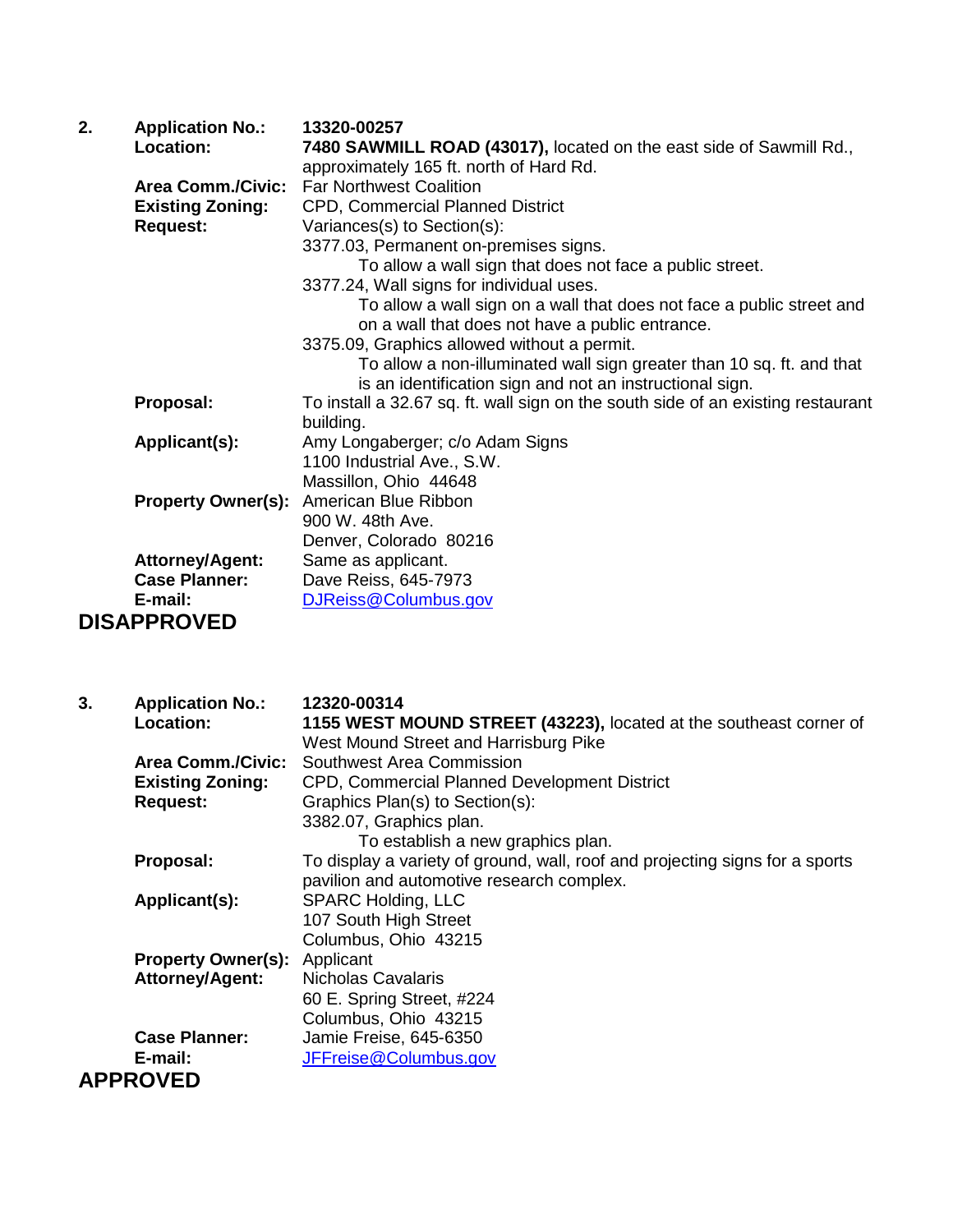**2.** **Application No.:** **13320-00257**

**Location:** **7480 SAWMILL ROAD (43017),** located on the east side of Sawmill Rd., approximately 165 ft. north of Hard Rd.

**Area Comm./Civic:** Far Northwest Coalition

**Existing Zoning:** CPD, Commercial Planned District

**Request:** Variances(s) to Section(s):

3377.03, Permanent on-premises signs.

To allow a wall sign that does not face a public street.

3377.24, Wall signs for individual uses.

To allow a wall sign on a wall that does not face a public street and on a wall that does not have a public entrance.

3375.09, Graphics allowed without a permit.

To allow a non-illuminated wall sign greater than 10 sq. ft. and that is an identification sign and not an instructional sign.

**Proposal:** To install a 32.67 sq. ft. wall sign on the south side of an existing restaurant building.

**Applicant(s):** Amy Longaberger; c/o Adam Signs
1100 Industrial Ave., S.W.
Massillon, Ohio 44648

**Property Owner(s):** American Blue Ribbon
900 W. 48th Ave.
Denver, Colorado 80216

**Attorney/Agent:** Same as applicant.

**Case Planner:** Dave Reiss, 645-7973

**E-mail:** DJReiss@Columbus.gov

**DISAPPROVED**

**3.** **Application No.:** **12320-00314**

**Location:** **1155 WEST MOUND STREET (43223),** located at the southeast corner of West Mound Street and Harrisburg Pike

**Area Comm./Civic:** Southwest Area Commission

**Existing Zoning:** CPD, Commercial Planned Development District

**Request:** Graphics Plan(s) to Section(s):

3382.07, Graphics plan.

To establish a new graphics plan.

**Proposal:** To display a variety of ground, wall, roof and projecting signs for a sports pavilion and automotive research complex.

**Applicant(s):** SPARC Holding, LLC
107 South High Street
Columbus, Ohio 43215

**Property Owner(s):** Applicant

**Attorney/Agent:** Nicholas Cavalaris
60 E. Spring Street, #224
Columbus, Ohio 43215

**Case Planner:** Jamie Freise, 645-6350

**E-mail:** JFFreise@Columbus.gov

**APPROVED**